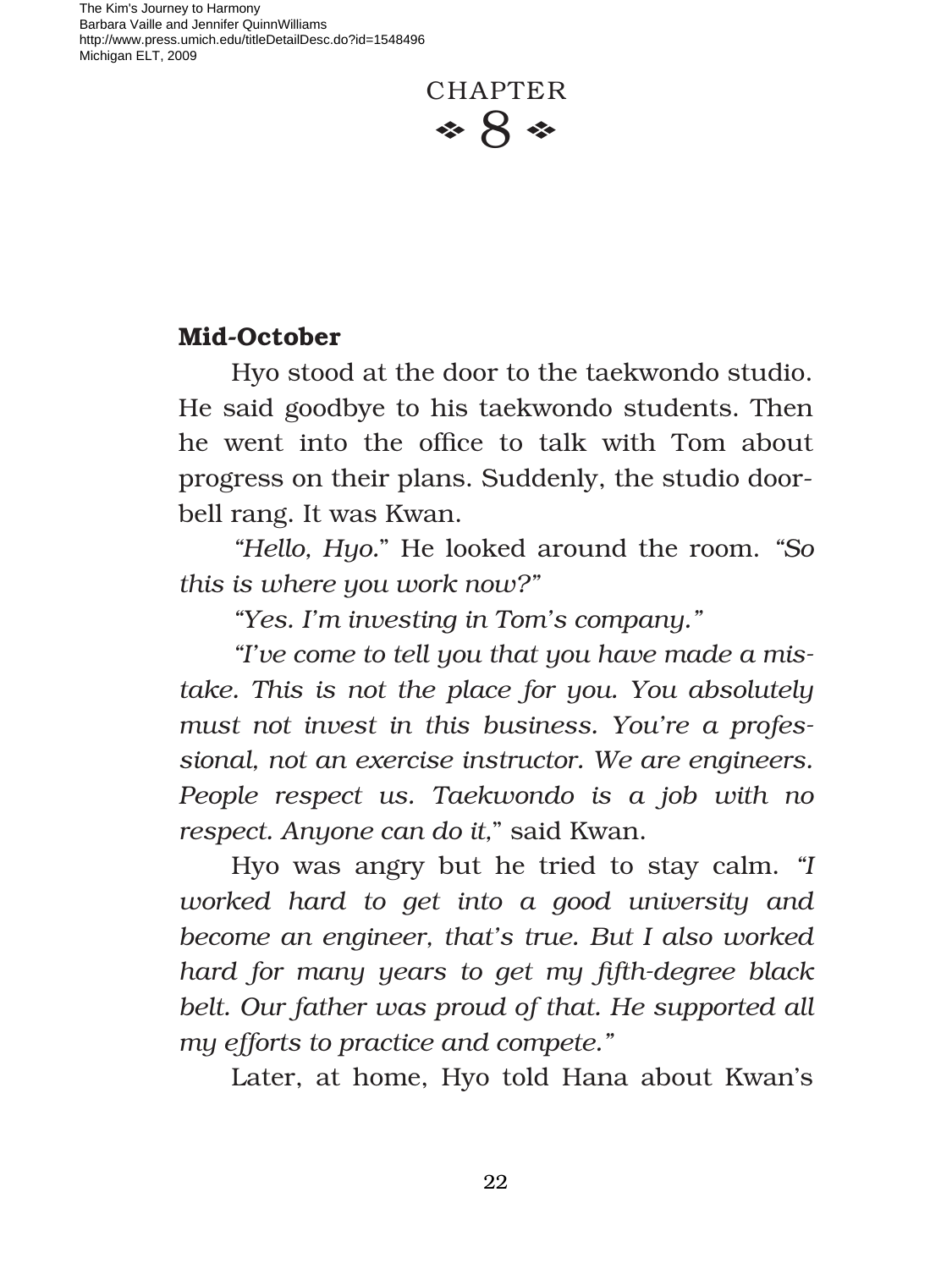# CHAPTER 8

**Mid-October**

Hyo stood at the door to the taekwondo studio. He said goodbye to his taekwondo students. Then he went into the office to talk with Tom about progress on their plans. Suddenly, the studio doorbell rang. It was Kwan.

*"Hello, Hyo."* He looked around the room. *"So this is where you work now?"*

*"Yes. I'm investing in Tom's company."*

*"I've come to tell you that you have made a mistake. This is not the place for you. You absolutely must not invest in this business. You're a professional, not an exercise instructor. We are engineers. People respect us. Taekwondo is a job with no respect. Anyone can do it,"* said Kwan.

Hyo was angry but he tried to stay calm. *"I worked hard to get into a good university and become an engineer, that's true. But I also worked hard for many years to get my fifth-degree black belt. Our father was proud of that. He supported all my efforts to practice and compete."*

Later, at home, Hyo told Hana about Kwan's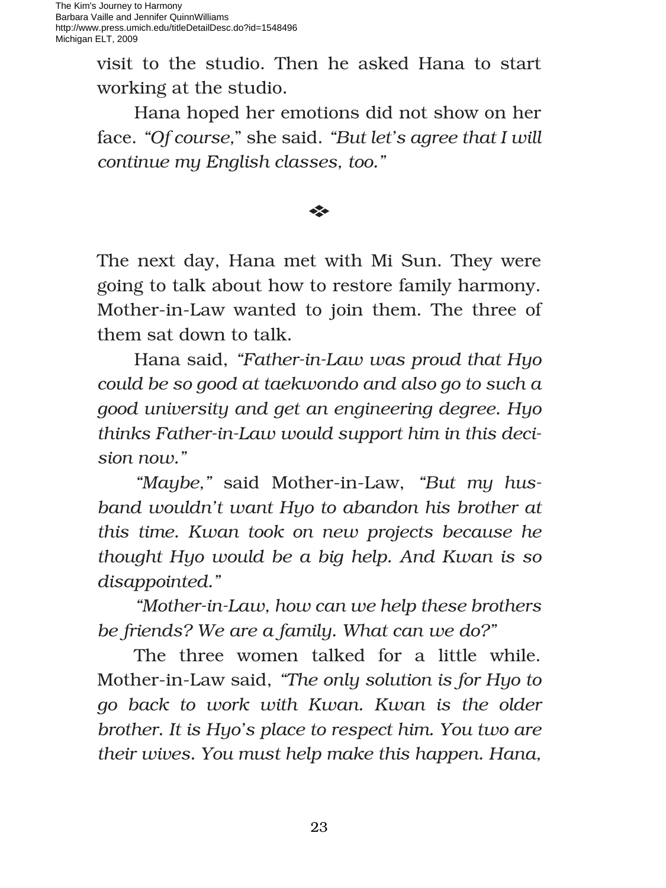visit to the studio. Then he asked Hana to start working at the studio.

Hana hoped her emotions did not show on her face. *"Of course,"* she said. *"But let's agree that I will continue my English classes, too."*

❖

The next day, Hana met with Mi Sun. They were going to talk about how to restore family harmony. Mother-in-Law wanted to join them. The three of them sat down to talk.

Hana said, *"Father-in-Law was proud that Hyo could be so good at taekwondo and also go to such a good university and get an engineering degree. Hyo thinks Father-in-Law would support him in this decision now."*

*"Maybe,"* said Mother-in-Law, *"But my husband wouldn't want Hyo to abandon his brother at this time. Kwan took on new projects because he thought Hyo would be a big help. And Kwan is so disappointed."*

*"Mother-in-Law, how can we help these brothers be friends? We are a family. What can we do?"*

The three women talked for a little while. Mother-in-Law said, *"The only solution is for Hyo to go back to work with Kwan. Kwan is the older brother. It is Hyo's place to respect him. You two are their wives. You must help make this happen. Hana,*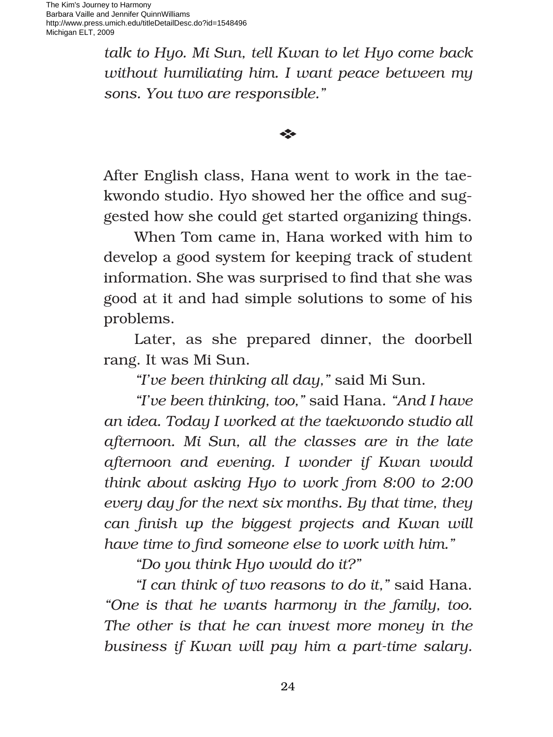*talk to Hyo. Mi Sun, tell Kwan to let Hyo come back without humiliating him. I want peace between my sons. You two are responsible."*

❖

After English class, Hana went to work in the taekwondo studio. Hyo showed her the office and suggested how she could get started organizing things.

When Tom came in, Hana worked with him to develop a good system for keeping track of student information. She was surprised to find that she was good at it and had simple solutions to some of his problems.

Later, as she prepared dinner, the doorbell rang. It was Mi Sun.

*"I've been thinking all day,"* said Mi Sun.

*"I've been thinking, too,"* said Hana. *"And I have an idea. Today I worked at the taekwondo studio all afternoon. Mi Sun, all the classes are in the late afternoon and evening. I wonder if Kwan would think about asking Hyo to work from 8:00 to 2:00 every day for the next six months. By that time, they can finish up the biggest projects and Kwan will have time to find someone else to work with him."*

*"Do you think Hyo would do it?"*

*"I can think of two reasons to do it,"* said Hana. *"One is that he wants harmony in the family, too. The other is that he can invest more money in the business if Kwan will pay him a part-time salary.*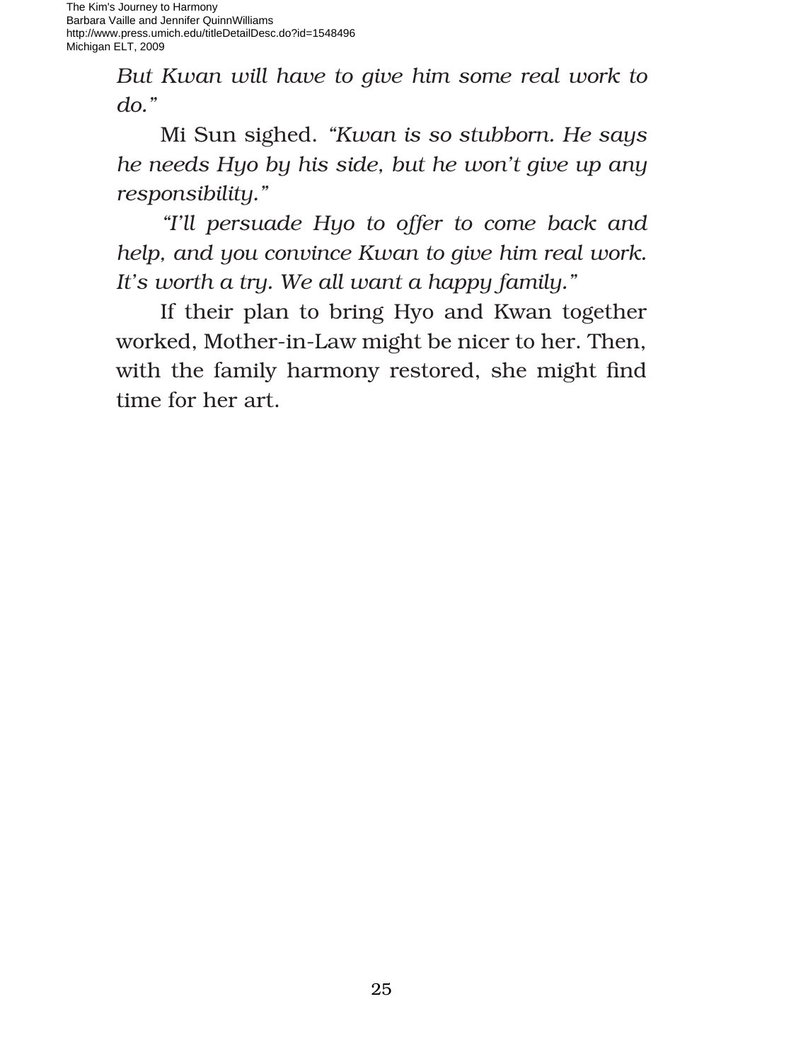*But Kwan will have to give him some real work to do."*

Mi Sun sighed. *"Kwan is so stubborn. He says he needs Hyo by his side, but he won't give up any responsibility."*

*"I'll persuade Hyo to offer to come back and help, and you convince Kwan to give him real work. It's worth a try. We all want a happy family."*

If their plan to bring Hyo and Kwan together worked, Mother-in-Law might be nicer to her. Then, with the family harmony restored, she might find time for her art.